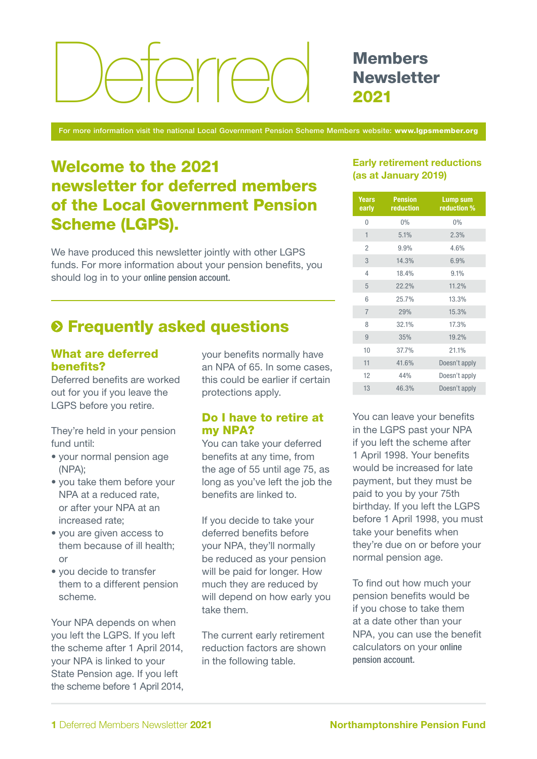# Deferred

**Members Newsletter 2021**

For more information visit the national Local Government Pension Scheme Members website: **www.lgpsmember.org**

## Welcome to the 2021 newsletter for deferred members of the Local Government Pension Scheme (LGPS).

We have produced this newsletter jointly with other LGPS funds. For more information about your pension benefits, you should log in to your online pension account.

## Frequently asked questions

### What are deferred benefits?

Deferred benefits are worked out for you if you leave the LGPS before you retire.

They're held in your pension fund until:

- your normal pension age (NPA);
- you take them before your NPA at a reduced rate, or after your NPA at an increased rate;
- you are given access to them because of ill health; or
- you decide to transfer them to a different pension scheme.

Your NPA depends on when you left the LGPS. If you left the scheme after 1 April 2014, your NPA is linked to your State Pension age. If you left the scheme before 1 April 2014, your benefits normally have an NPA of 65. In some cases, this could be earlier if certain protections apply.

### Do I have to retire at my NPA?

You can take your deferred benefits at any time, from the age of 55 until age 75, as long as you've left the job the benefits are linked to.

If you decide to take your deferred benefits before your NPA, they'll normally be reduced as your pension will be paid for longer. How much they are reduced by will depend on how early you take them.

The current early retirement reduction factors are shown in the following table.

### Early retirement reductions (as at January 2019)

| Years early | Pension reduction | Lump sum reduction % |
|---|---|---|
| 0 | 0% | 0% |
| 1 | 5.1% | 2.3% |
| 2 | 9.9% | 4.6% |
| 3 | 14.3% | 6.9% |
| 4 | 18.4% | 9.1% |
| 5 | 22.2% | 11.2% |
| 6 | 25.7% | 13.3% |
| 7 | 29% | 15.3% |
| 8 | 32.1% | 17.3% |
| 9 | 35% | 19.2% |
| 10 | 37.7% | 21.1% |
| 11 | 41.6% | Doesn't apply |
| 12 | 44% | Doesn't apply |
| 13 | 46.3% | Doesn't apply |

You can leave your benefits in the LGPS past your NPA if you left the scheme after 1 April 1998. Your benefits would be increased for late payment, but they must be paid to you by your 75th birthday. If you left the LGPS before 1 April 1998, you must take your benefits when they're due on or before your normal pension age.

To find out how much your pension benefits would be if you chose to take them at a date other than your NPA, you can use the benefit calculators on your online pension account.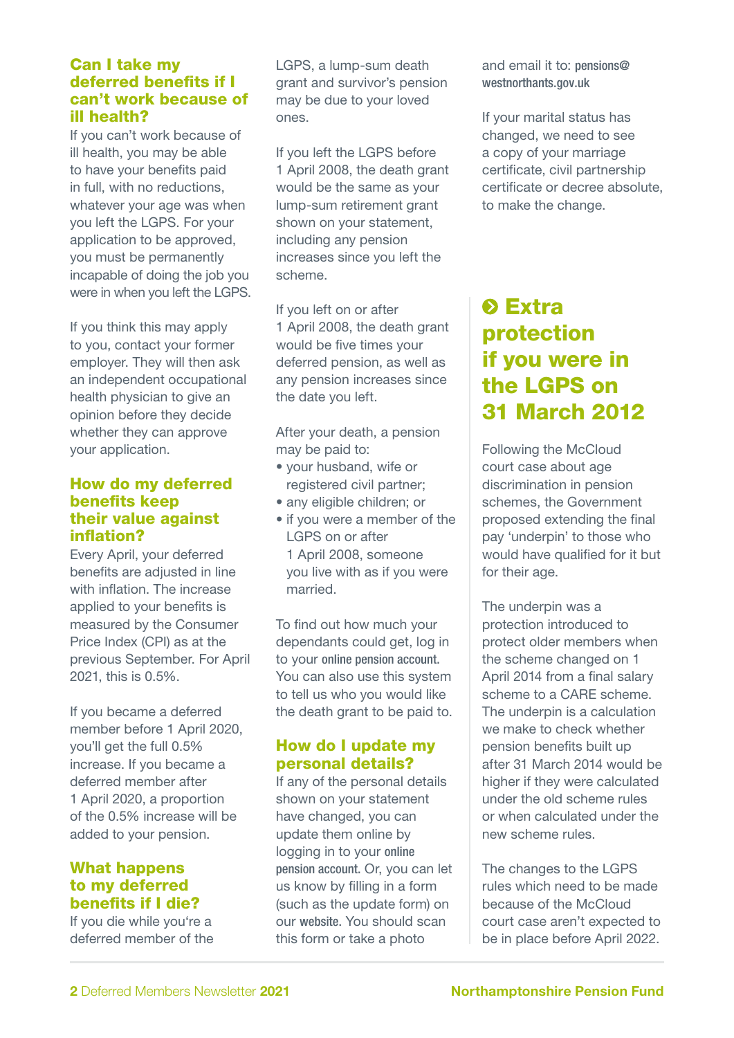### Can I take my deferred benefits if I can't work because of ill health?

If you can't work because of ill health, you may be able to have your benefits paid in full, with no reductions, whatever your age was when you left the LGPS. For your application to be approved, you must be permanently incapable of doing the job you were in when you left the LGPS.

If you think this may apply to you, contact your former employer. They will then ask an independent occupational health physician to give an opinion before they decide whether they can approve your application.

### How do my deferred benefits keep their value against inflation?

Every April, your deferred benefits are adjusted in line with inflation. The increase applied to your benefits is measured by the Consumer Price Index (CPI) as at the previous September. For April 2021, this is 0.5%.

If you became a deferred member before 1 April 2020, you'll get the full 0.5% increase. If you became a deferred member after 1 April 2020, a proportion of the 0.5% increase will be added to your pension.

### What happens to my deferred benefits if I die?

If you die while you're a deferred member of the LGPS, a lump-sum death grant and survivor's pension may be due to your loved ones.

If you left the LGPS before 1 April 2008, the death grant would be the same as your lump-sum retirement grant shown on your statement, including any pension increases since you left the scheme.

If you left on or after 1 April 2008, the death grant would be five times your deferred pension, as well as any pension increases since the date you left.

After your death, a pension may be paid to:

- your husband, wife or registered civil partner;
- any eligible children; or
- if you were a member of the LGPS on or after 1 April 2008, someone you live with as if you were married.

To find out how much your dependants could get, log in to your online pension account. You can also use this system to tell us who you would like the death grant to be paid to.

### How do I update my personal details?

If any of the personal details shown on your statement have changed, you can update them online by logging in to your online pension account. Or, you can let us know by filling in a form (such as the update form) on our website. You should scan this form or take a photo and email it to: pensions@westnorthants.gov.uk

If your marital status has changed, we need to see a copy of your marriage certificate, civil partnership certificate or decree absolute, to make the change.

## Extra protection if you were in the LGPS on 31 March 2012

Following the McCloud court case about age discrimination in pension schemes, the Government proposed extending the final pay 'underpin' to those who would have qualified for it but for their age.

The underpin was a protection introduced to protect older members when the scheme changed on 1 April 2014 from a final salary scheme to a CARE scheme. The underpin is a calculation we make to check whether pension benefits built up after 31 March 2014 would be higher if they were calculated under the old scheme rules or when calculated under the new scheme rules.

The changes to the LGPS rules which need to be made because of the McCloud court case aren't expected to be in place before April 2022.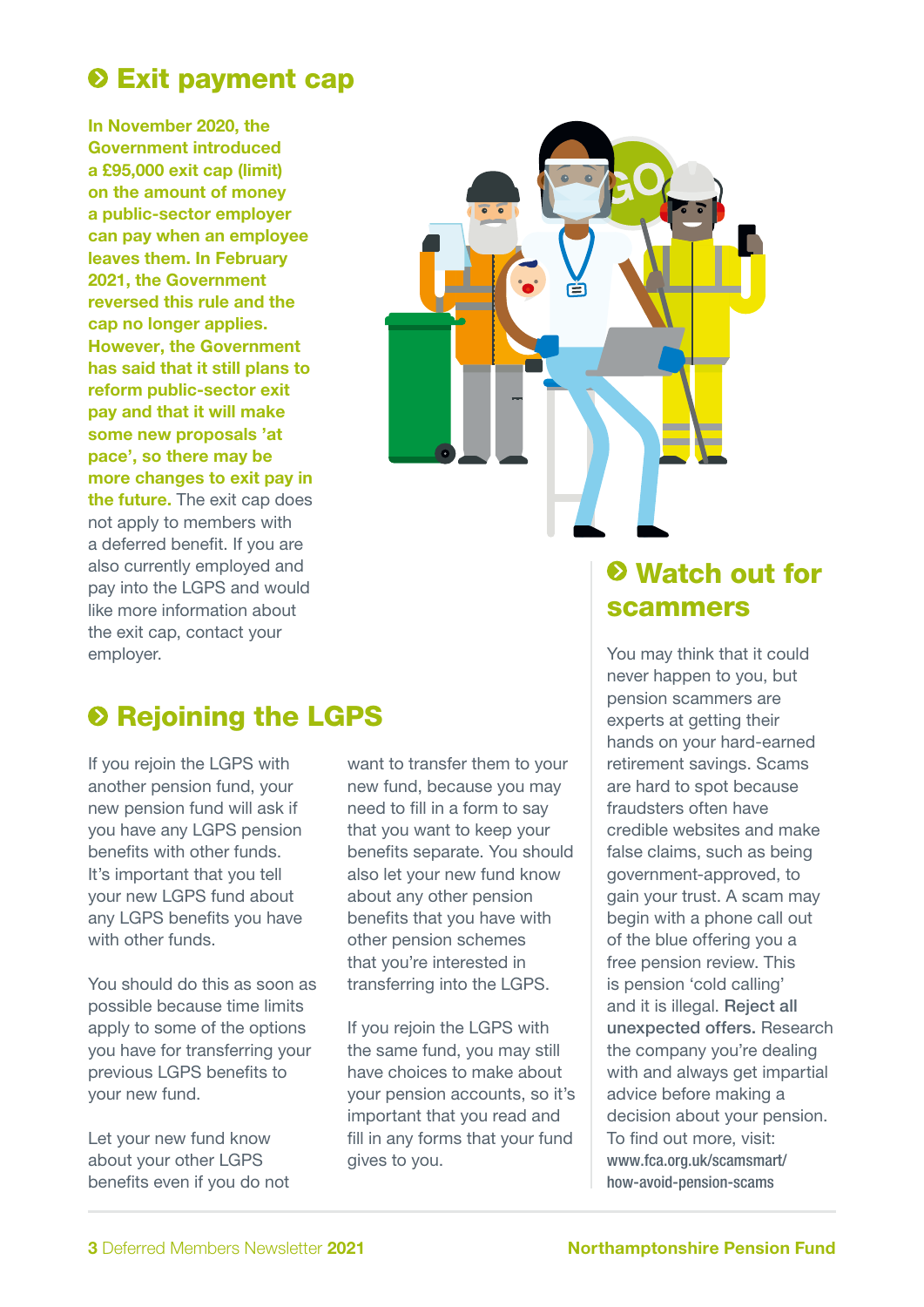## Exit payment cap

**In November 2020, the Government introduced a £95,000 exit cap (limit) on the amount of money a public-sector employer can pay when an employee leaves them. In February 2021, the Government reversed this rule and the cap no longer applies. However, the Government has said that it still plans to reform public-sector exit pay and that it will make some new proposals 'at pace', so there may be more changes to exit pay in the future.** The exit cap does not apply to members with a deferred benefit. If you are also currently employed and pay into the LGPS and would like more information about the exit cap, contact your employer.

## Rejoining the LGPS

If you rejoin the LGPS with another pension fund, your new pension fund will ask if you have any LGPS pension benefits with other funds. It's important that you tell your new LGPS fund about any LGPS benefits you have with other funds.

You should do this as soon as possible because time limits apply to some of the options you have for transferring your previous LGPS benefits to your new fund.

Let your new fund know about your other LGPS benefits even if you do not want to transfer them to your new fund, because you may need to fill in a form to say that you want to keep your benefits separate. You should also let your new fund know about any other pension benefits that you have with other pension schemes that you're interested in transferring into the LGPS.

If you rejoin the LGPS with the same fund, you may still have choices to make about your pension accounts, so it's important that you read and fill in any forms that your fund gives to you.

## Watch out for scammers

You may think that it could never happen to you, but pension scammers are experts at getting their hands on your hard-earned retirement savings. Scams are hard to spot because fraudsters often have credible websites and make false claims, such as being government-approved, to gain your trust. A scam may begin with a phone call out of the blue offering you a free pension review. This is pension 'cold calling' and it is illegal. **Reject all unexpected offers.** Research the company you're dealing with and always get impartial advice before making a decision about your pension. To find out more, visit: www.fca.org.uk/scamsmart/how-avoid-pension-scams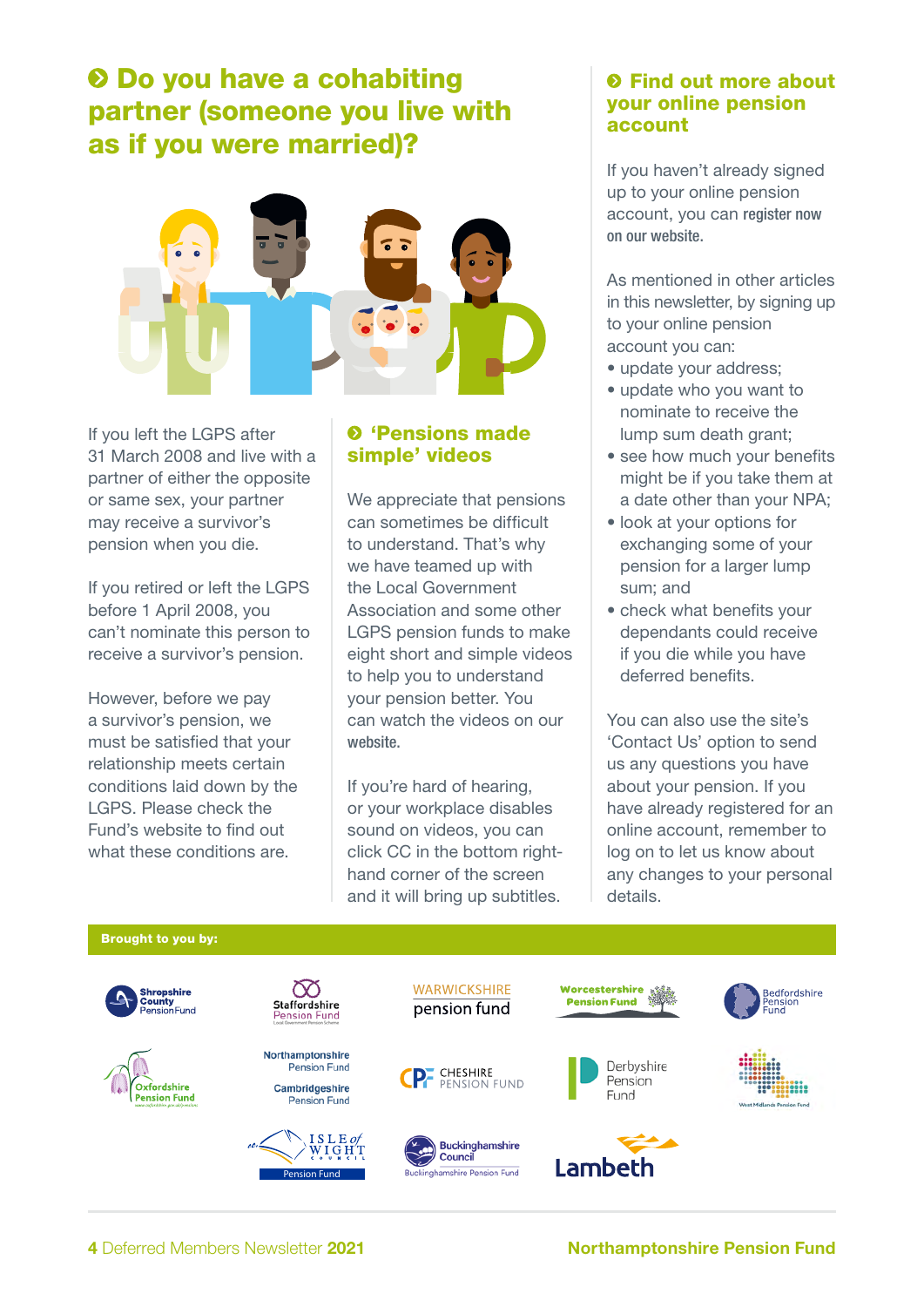## Do you have a cohabiting partner (someone you live with as if you were married)?

If you left the LGPS after 31 March 2008 and live with a partner of either the opposite or same sex, your partner may receive a survivor's pension when you die.

If you retired or left the LGPS before 1 April 2008, you can't nominate this person to receive a survivor's pension.

However, before we pay a survivor's pension, we must be satisfied that your relationship meets certain conditions laid down by the LGPS. Please check the Fund's website to find out what these conditions are.

## 'Pensions made simple' videos

We appreciate that pensions can sometimes be difficult to understand. That's why we have teamed up with the Local Government Association and some other LGPS pension funds to make eight short and simple videos to help you to understand your pension better. You can watch the videos on our **website**.

If you're hard of hearing, or your workplace disables sound on videos, you can click CC in the bottom right-hand corner of the screen and it will bring up subtitles.

## Find out more about your online pension account

If you haven't already signed up to your online pension account, you can **register now on our website.**

As mentioned in other articles in this newsletter, by signing up to your online pension account you can:

- update your address;
- update who you want to nominate to receive the lump sum death grant;
- see how much your benefits might be if you take them at a date other than your NPA;
- look at your options for exchanging some of your pension for a larger lump sum; and
- check what benefits your dependants could receive if you die while you have deferred benefits.

You can also use the site's 'Contact Us' option to send us any questions you have about your pension. If you have already registered for an online account, remember to log on to let us know about any changes to your personal details.

**Brought to you by:**

Shropshire County Pension Fund
Staffordshire Pension Fund
Warwickshire pension fund
Worcestershire Pension Fund
Bedfordshire Pension Fund
Oxfordshire Pension Fund
Northamptonshire Pension Fund
Cambridgeshire Pension Fund
Cheshire Pension Fund
Derbyshire Pension Fund
West Midlands Pension Fund
Isle of Wight Council Pension Fund
Buckinghamshire Council Buckinghamshire Pension Fund
Lambeth

4 Deferred Members Newsletter **2021** — **Northamptonshire Pension Fund**